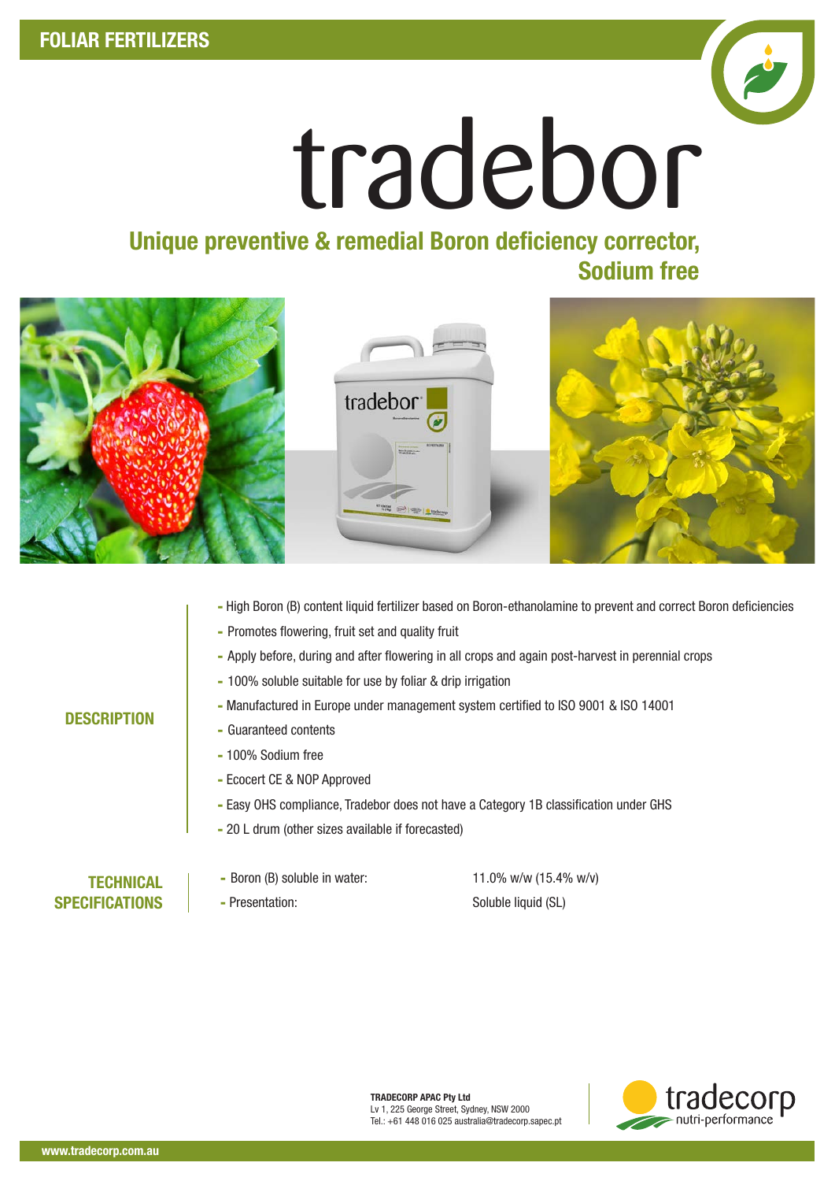FOLIAR FERTILIZERS

# tradebor

## Unique preventive & remedial Boron deficiency corrector, Sodium free

### DESCRIPTION

- High Boron (B) content liquid fertilizer based on Boron-ethanolamine to prevent and correct Boron deficiencies
- Promotes flowering, fruit set and quality fruit
- Apply before, during and after flowering in all crops and again post-harvest in perennial crops
- 100% soluble suitable for use by foliar & drip irrigation
- Manufactured in Europe under management system certified to ISO 9001 & ISO 14001
- Guaranteed contents
- 100% Sodium free
- Ecocert CE & NOP Approved
- Easy OHS compliance, Tradebor does not have a Category 1B classification under GHS
- 20 L drum (other sizes available if forecasted)

### TECHNICAL SPECIFICATIONS

| | |
|---|---|
| - Boron (B) soluble in water: | 11.0% w/w (15.4% w/v) |
| - Presentation: | Soluble liquid (SL) |

**TRADECORP APAC Pty Ltd**
Lv 1, 225 George Street, Sydney, NSW 2000
Tel.: +61 448 016 025 australia@tradecorp.sapec.pt

tradecorp nutri-performance

www.tradecorp.com.au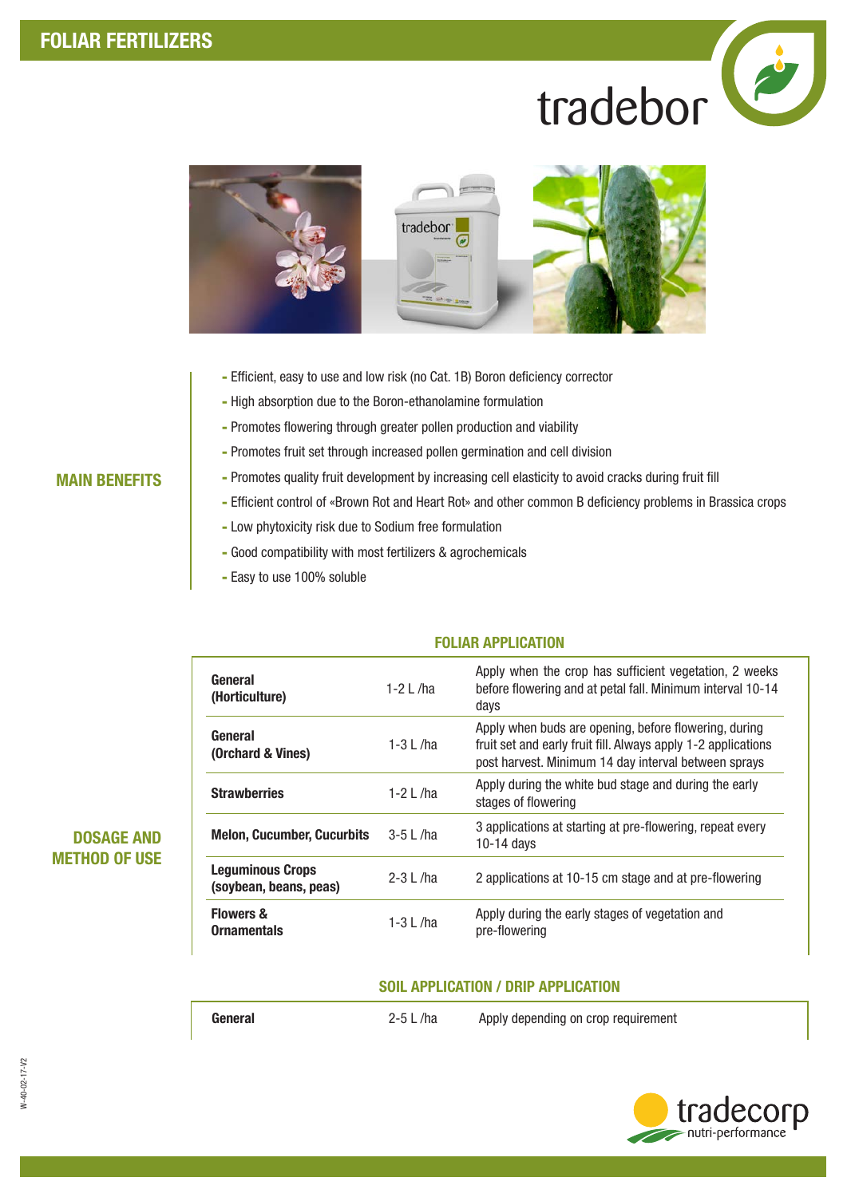# FOLIAR FERTILIZERS

## tradebor

## MAIN BENEFITS

- Efficient, easy to use and low risk (no Cat. 1B) Boron deficiency corrector
- High absorption due to the Boron-ethanolamine formulation
- Promotes flowering through greater pollen production and viability
- Promotes fruit set through increased pollen germination and cell division
- Promotes quality fruit development by increasing cell elasticity to avoid cracks during fruit fill
- Efficient control of «Brown Rot and Heart Rot» and other common B deficiency problems in Brassica crops
- Low phytoxicity risk due to Sodium free formulation
- Good compatibility with most fertilizers & agrochemicals
- Easy to use 100% soluble

## DOSAGE AND METHOD OF USE

### FOLIAR APPLICATION

| | | |
|---|---|---|
| **General (Horticulture)** | 1-2 L /ha | Apply when the crop has sufficient vegetation, 2 weeks before flowering and at petal fall. Minimum interval 10-14 days |
| **General (Orchard & Vines)** | 1-3 L /ha | Apply when buds are opening, before flowering, during fruit set and early fruit fill. Always apply 1-2 applications post harvest. Minimum 14 day interval between sprays |
| **Strawberries** | 1-2 L /ha | Apply during the white bud stage and during the early stages of flowering |
| **Melon, Cucumber, Cucurbits** | 3-5 L /ha | 3 applications at starting at pre-flowering, repeat every 10-14 days |
| **Leguminous Crops (soybean, beans, peas)** | 2-3 L /ha | 2 applications at 10-15 cm stage and at pre-flowering |
| **Flowers & Ornamentals** | 1-3 L /ha | Apply during the early stages of vegetation and pre-flowering |

### SOIL APPLICATION / DRIP APPLICATION

| | | |
|---|---|---|
| **General** | 2-5 L /ha | Apply depending on crop requirement |

W-40-02-17-V2

tradecorp nutri-performance